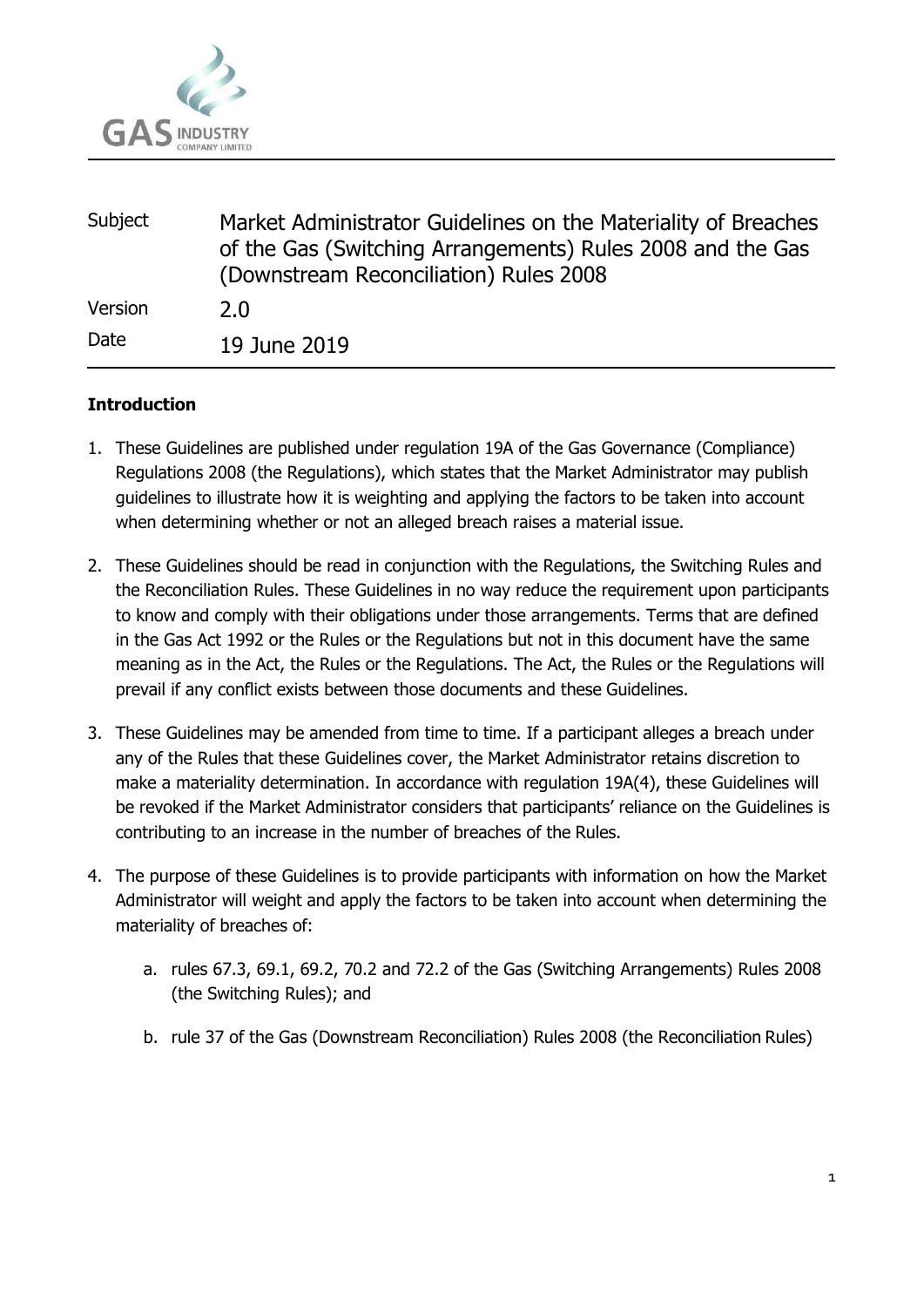GAS INDUSTRY COMPANY LIMITED

| | |
|---|---|
| Subject | Market Administrator Guidelines on the Materiality of Breaches of the Gas (Switching Arrangements) Rules 2008 and the Gas (Downstream Reconciliation) Rules 2008 |
| Version | 2.0 |
| Date | 19 June 2019 |

**Introduction**

1. These Guidelines are published under regulation 19A of the Gas Governance (Compliance) Regulations 2008 (the Regulations), which states that the Market Administrator may publish guidelines to illustrate how it is weighting and applying the factors to be taken into account when determining whether or not an alleged breach raises a material issue.

2. These Guidelines should be read in conjunction with the Regulations, the Switching Rules and the Reconciliation Rules. These Guidelines in no way reduce the requirement upon participants to know and comply with their obligations under those arrangements. Terms that are defined in the Gas Act 1992 or the Rules or the Regulations but not in this document have the same meaning as in the Act, the Rules or the Regulations. The Act, the Rules or the Regulations will prevail if any conflict exists between those documents and these Guidelines.

3. These Guidelines may be amended from time to time. If a participant alleges a breach under any of the Rules that these Guidelines cover, the Market Administrator retains discretion to make a materiality determination. In accordance with regulation 19A(4), these Guidelines will be revoked if the Market Administrator considers that participants' reliance on the Guidelines is contributing to an increase in the number of breaches of the Rules.

4. The purpose of these Guidelines is to provide participants with information on how the Market Administrator will weight and apply the factors to be taken into account when determining the materiality of breaches of:

   a. rules 67.3, 69.1, 69.2, 70.2 and 72.2 of the Gas (Switching Arrangements) Rules 2008 (the Switching Rules); and

   b. rule 37 of the Gas (Downstream Reconciliation) Rules 2008 (the Reconciliation Rules)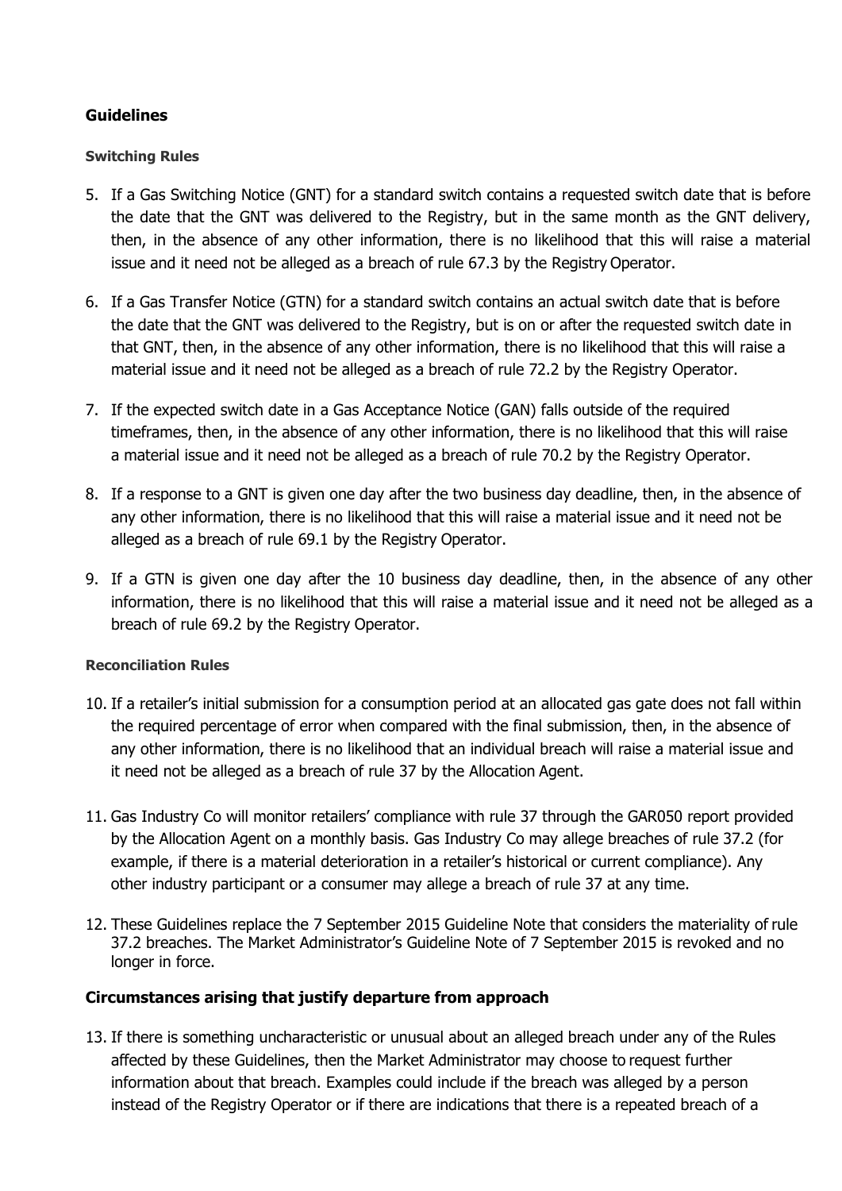## Guidelines

### Switching Rules

5. If a Gas Switching Notice (GNT) for a standard switch contains a requested switch date that is before the date that the GNT was delivered to the Registry, but in the same month as the GNT delivery, then, in the absence of any other information, there is no likelihood that this will raise a material issue and it need not be alleged as a breach of rule 67.3 by the Registry Operator.

6. If a Gas Transfer Notice (GTN) for a standard switch contains an actual switch date that is before the date that the GNT was delivered to the Registry, but is on or after the requested switch date in that GNT, then, in the absence of any other information, there is no likelihood that this will raise a material issue and it need not be alleged as a breach of rule 72.2 by the Registry Operator.

7. If the expected switch date in a Gas Acceptance Notice (GAN) falls outside of the required timeframes, then, in the absence of any other information, there is no likelihood that this will raise a material issue and it need not be alleged as a breach of rule 70.2 by the Registry Operator.

8. If a response to a GNT is given one day after the two business day deadline, then, in the absence of any other information, there is no likelihood that this will raise a material issue and it need not be alleged as a breach of rule 69.1 by the Registry Operator.

9. If a GTN is given one day after the 10 business day deadline, then, in the absence of any other information, there is no likelihood that this will raise a material issue and it need not be alleged as a breach of rule 69.2 by the Registry Operator.

### Reconciliation Rules

10. If a retailer's initial submission for a consumption period at an allocated gas gate does not fall within the required percentage of error when compared with the final submission, then, in the absence of any other information, there is no likelihood that an individual breach will raise a material issue and it need not be alleged as a breach of rule 37 by the Allocation Agent.

11. Gas Industry Co will monitor retailers' compliance with rule 37 through the GAR050 report provided by the Allocation Agent on a monthly basis. Gas Industry Co may allege breaches of rule 37.2 (for example, if there is a material deterioration in a retailer's historical or current compliance). Any other industry participant or a consumer may allege a breach of rule 37 at any time.

12. These Guidelines replace the 7 September 2015 Guideline Note that considers the materiality of rule 37.2 breaches. The Market Administrator's Guideline Note of 7 September 2015 is revoked and no longer in force.

## Circumstances arising that justify departure from approach

13. If there is something uncharacteristic or unusual about an alleged breach under any of the Rules affected by these Guidelines, then the Market Administrator may choose to request further information about that breach. Examples could include if the breach was alleged by a person instead of the Registry Operator or if there are indications that there is a repeated breach of a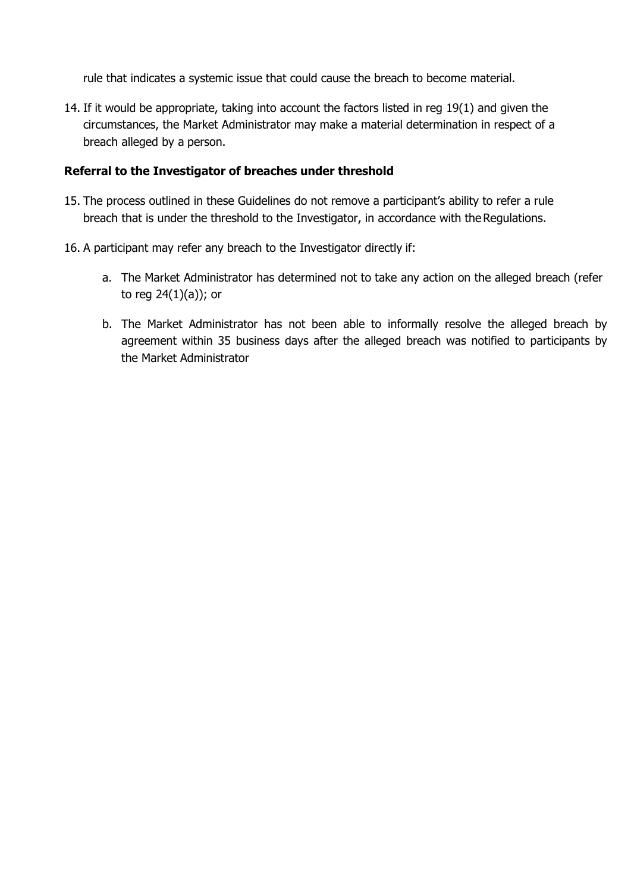rule that indicates a systemic issue that could cause the breach to become material.

14. If it would be appropriate, taking into account the factors listed in reg 19(1) and given the circumstances, the Market Administrator may make a material determination in respect of a breach alleged by a person.

**Referral to the Investigator of breaches under threshold**

15. The process outlined in these Guidelines do not remove a participant's ability to refer a rule breach that is under the threshold to the Investigator, in accordance with the Regulations.

16. A participant may refer any breach to the Investigator directly if:

    a. The Market Administrator has determined not to take any action on the alleged breach (refer to reg 24(1)(a)); or

    b. The Market Administrator has not been able to informally resolve the alleged breach by agreement within 35 business days after the alleged breach was notified to participants by the Market Administrator